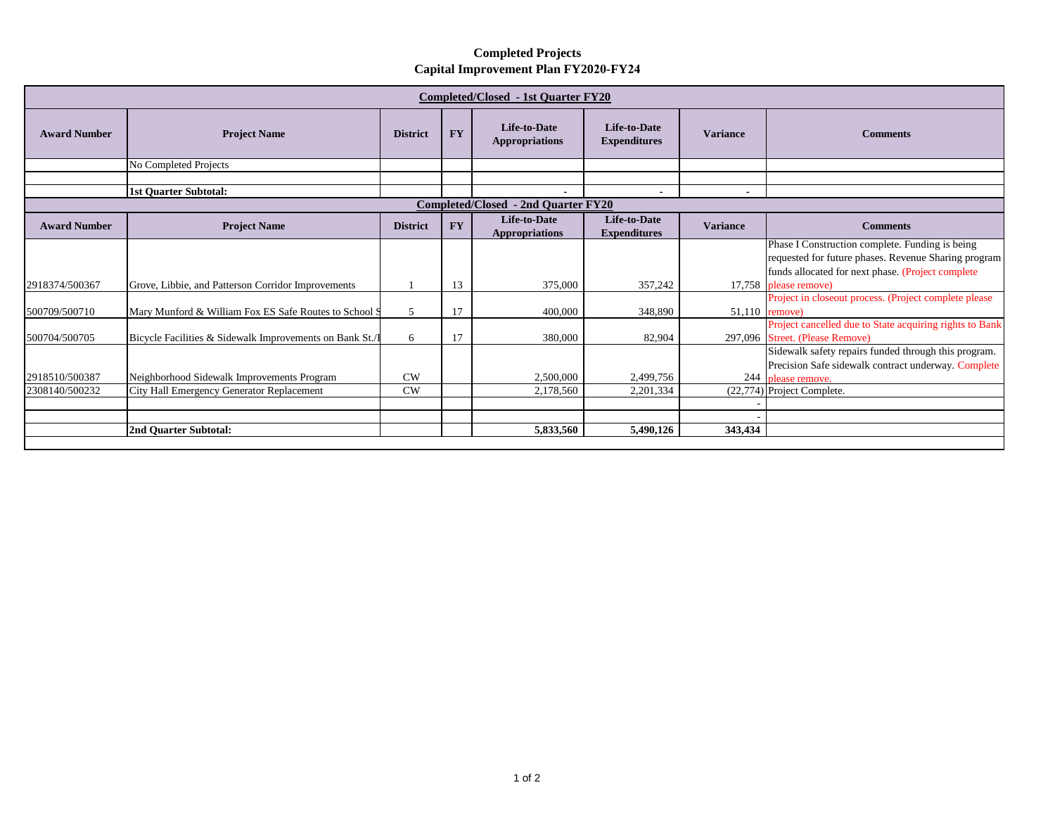# Completed Projects
## Capital Improvement Plan FY2020-FY24

| Award Number | Project Name | District | FY | Life-to-Date Appropriations | Life-to-Date Expenditures | Variance | Comments |
|---|---|---|---|---|---|---|---|
| **Completed/Closed - 1st Quarter FY20** | | | | | | | |
| | No Completed Projects | | | | | | |
| | | | | | | | |
| | **1st Quarter Subtotal:** | | | - | - | - | |
| **Completed/Closed - 2nd Quarter FY20** | | | | | | | |
| 2918374/500367 | Grove, Libbie, and Patterson Corridor Improvements | 1 | 13 | 375,000 | 357,242 | 17,758 | Phase I Construction complete. Funding is being requested for future phases. Revenue Sharing program funds allocated for next phase. (Project complete please remove) |
| 500709/500710 | Mary Munford & William Fox ES Safe Routes to School S | 5 | 17 | 400,000 | 348,890 | 51,110 | Project in closeout process. (Project complete please remove) |
| 500704/500705 | Bicycle Facilities & Sidewalk Improvements on Bank St./I | 6 | 17 | 380,000 | 82,904 | 297,096 | Project cancelled due to State acquiring rights to Bank Street. (Please Remove) |
| 2918510/500387 | Neighborhood Sidewalk Improvements Program | CW | | 2,500,000 | 2,499,756 | 244 | Sidewalk safety repairs funded through this program. Precision Safe sidewalk contract underway. Complete please remove. |
| 2308140/500232 | City Hall Emergency Generator Replacement | CW | | 2,178,560 | 2,201,334 | (22,774) | Project Complete. |
| | | | | | | - | |
| | | | | | | - | |
| | **2nd Quarter Subtotal:** | | | **5,833,560** | **5,490,126** | **343,434** | |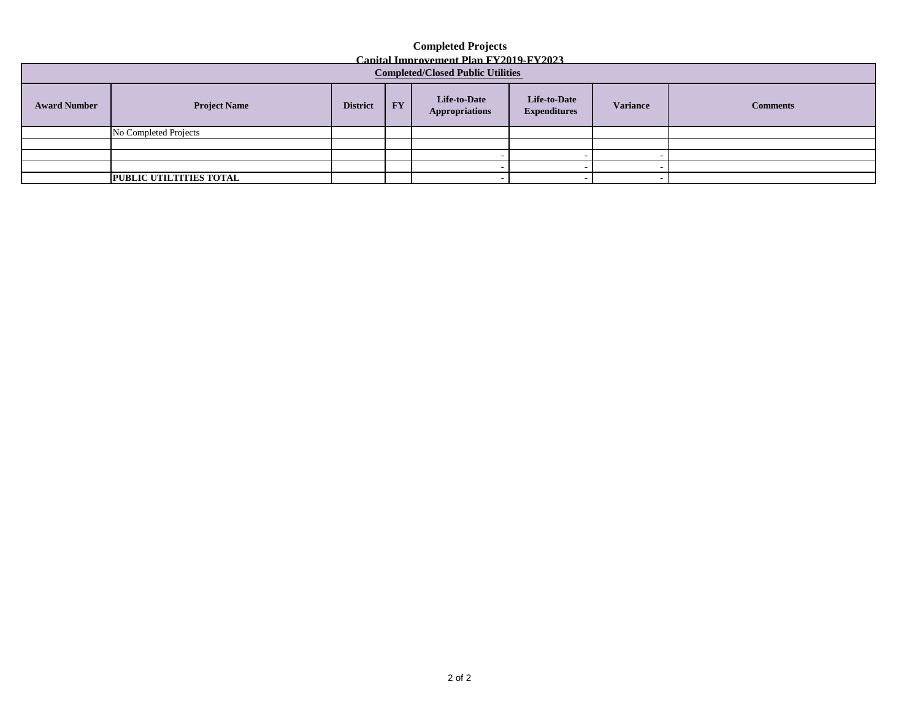# Completed Projects

## Capital Improvement Plan FY2019-FY2023

**Completed/Closed Public Utilities**

| Award Number | Project Name | District | FY | Life-to-Date Appropriations | Life-to-Date Expenditures | Variance | Comments |
|---|---|---|---|---|---|---|---|
| | No Completed Projects | | | | | | |
| | | | | | | | |
| | | | | - | - | - | |
| | | | | - | - | - | |
| | **PUBLIC UTILTITIES TOTAL** | | | - | - | - | |